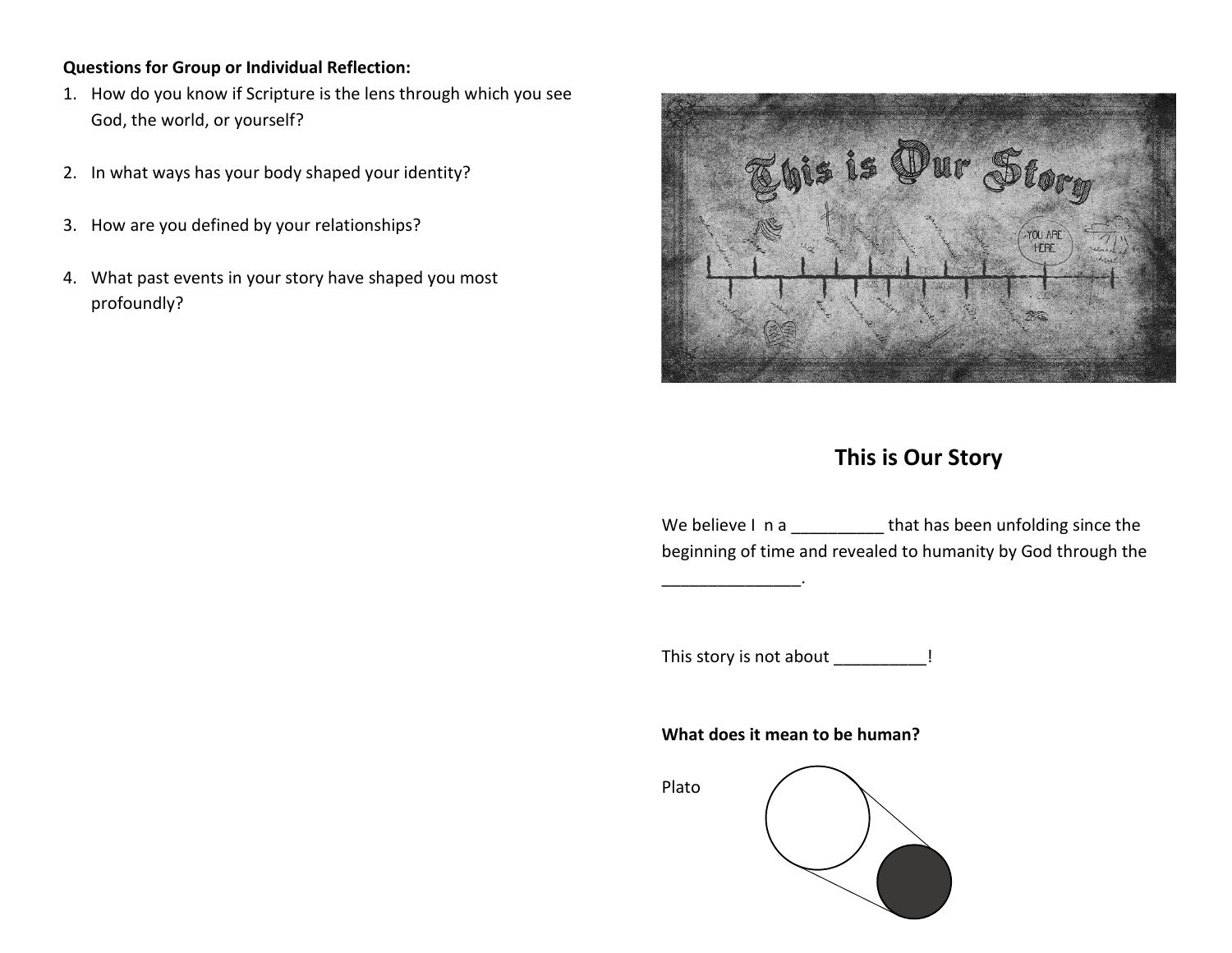**Questions for Group or Individual Reflection:**

1. How do you know if Scripture is the lens through which you see God, the world, or yourself?
2. In what ways has your body shaped your identity?
3. How are you defined by your relationships?
4. What past events in your story have shaped you most profoundly?

## This is Our Story

We believe I n a __________ that has been unfolding since the beginning of time and revealed to humanity by God through the _______________.

This story is not about __________!

**What does it mean to be human?**

Plato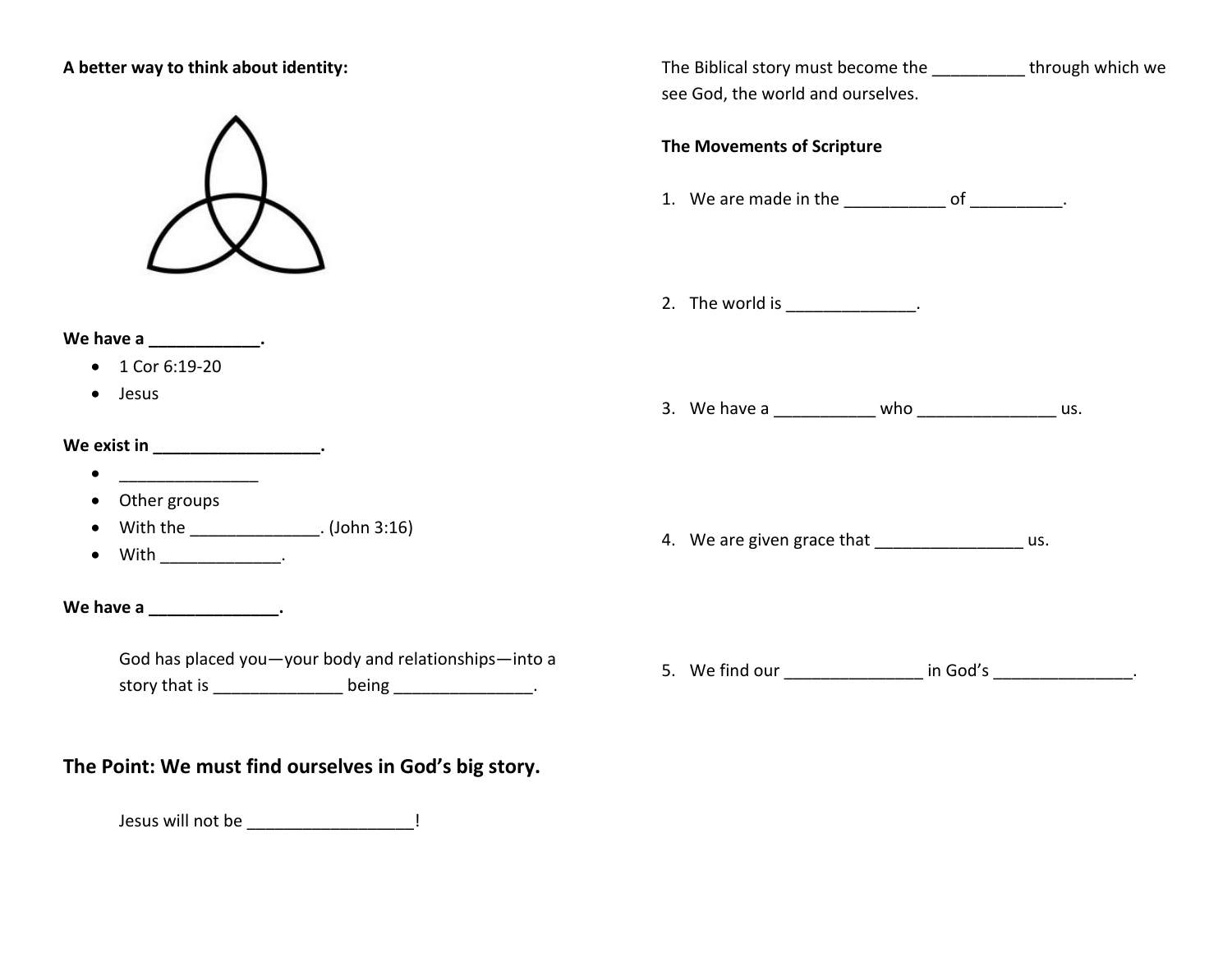**A better way to think about identity:**

**We have a ____________.**

- 1 Cor 6:19-20
- Jesus

**We exist in __________________.**

- _______________
- Other groups
- With the ______________. (John 3:16)
- With _____________.

**We have a ______________.**

God has placed you—your body and relationships—into a story that is ______________ being _______________.

## The Point: We must find ourselves in God's big story.

Jesus will not be __________________!

The Biblical story must become the __________ through which we see God, the world and ourselves.

**The Movements of Scripture**

1. We are made in the ___________ of __________.
2. The world is ______________.
3. We have a ___________ who _______________ us.
4. We are given grace that ________________ us.
5. We find our _______________ in God's _______________.